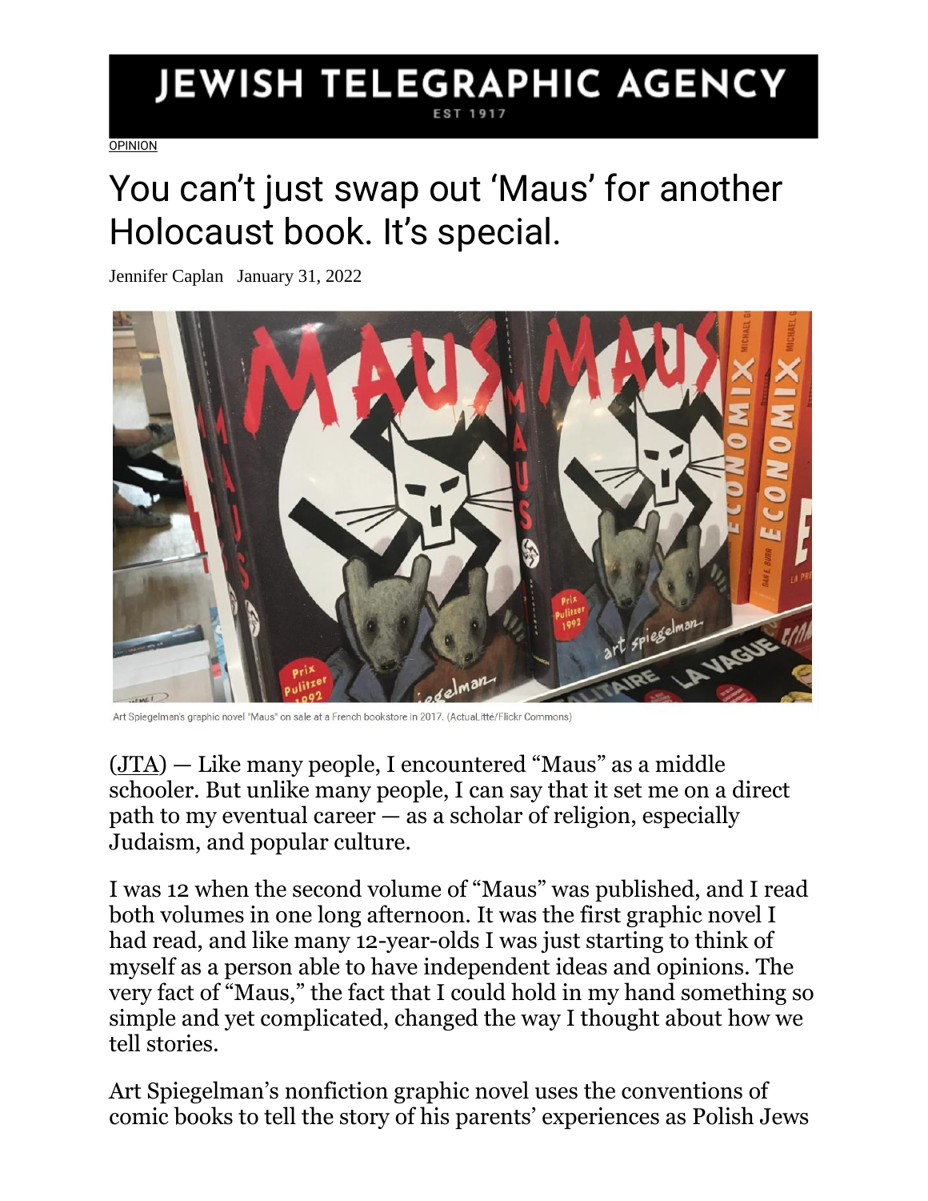# JEWISH TELEGRAPHIC AGENCY

EST 1917

OPINION

# You can't just swap out 'Maus' for another Holocaust book. It's special.

Jennifer Caplan January 31, 2022

Art Spiegelman's graphic novel "Maus" on sale at a French bookstore in 2017. (ActuaLitté/Flickr Commons)

(JTA) — Like many people, I encountered "Maus" as a middle schooler. But unlike many people, I can say that it set me on a direct path to my eventual career — as a scholar of religion, especially Judaism, and popular culture.

I was 12 when the second volume of "Maus" was published, and I read both volumes in one long afternoon. It was the first graphic novel I had read, and like many 12-year-olds I was just starting to think of myself as a person able to have independent ideas and opinions. The very fact of "Maus," the fact that I could hold in my hand something so simple and yet complicated, changed the way I thought about how we tell stories.

Art Spiegelman's nonfiction graphic novel uses the conventions of comic books to tell the story of his parents' experiences as Polish Jews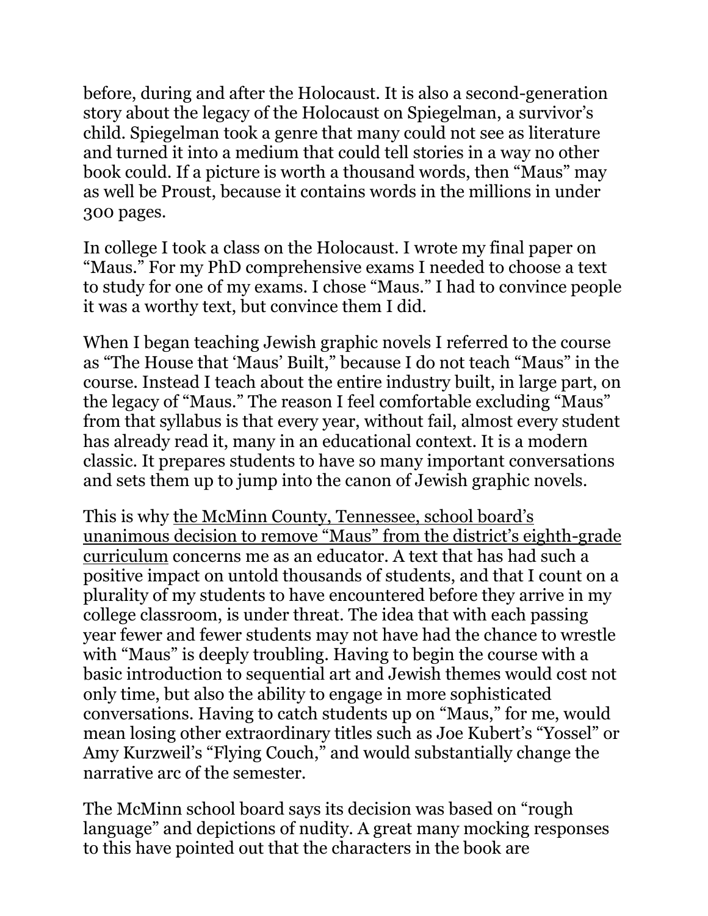before, during and after the Holocaust. It is also a second-generation story about the legacy of the Holocaust on Spiegelman, a survivor's child. Spiegelman took a genre that many could not see as literature and turned it into a medium that could tell stories in a way no other book could. If a picture is worth a thousand words, then "Maus" may as well be Proust, because it contains words in the millions in under 300 pages.

In college I took a class on the Holocaust. I wrote my final paper on "Maus." For my PhD comprehensive exams I needed to choose a text to study for one of my exams. I chose "Maus." I had to convince people it was a worthy text, but convince them I did.

When I began teaching Jewish graphic novels I referred to the course as "The House that 'Maus' Built," because I do not teach "Maus" in the course. Instead I teach about the entire industry built, in large part, on the legacy of "Maus." The reason I feel comfortable excluding "Maus" from that syllabus is that every year, without fail, almost every student has already read it, many in an educational context. It is a modern classic. It prepares students to have so many important conversations and sets them up to jump into the canon of Jewish graphic novels.

This is why the McMinn County, Tennessee, school board's unanimous decision to remove "Maus" from the district's eighth-grade curriculum concerns me as an educator. A text that has had such a positive impact on untold thousands of students, and that I count on a plurality of my students to have encountered before they arrive in my college classroom, is under threat. The idea that with each passing year fewer and fewer students may not have had the chance to wrestle with "Maus" is deeply troubling. Having to begin the course with a basic introduction to sequential art and Jewish themes would cost not only time, but also the ability to engage in more sophisticated conversations. Having to catch students up on "Maus," for me, would mean losing other extraordinary titles such as Joe Kubert's "Yossel" or Amy Kurzweil's "Flying Couch," and would substantially change the narrative arc of the semester.

The McMinn school board says its decision was based on "rough language" and depictions of nudity. A great many mocking responses to this have pointed out that the characters in the book are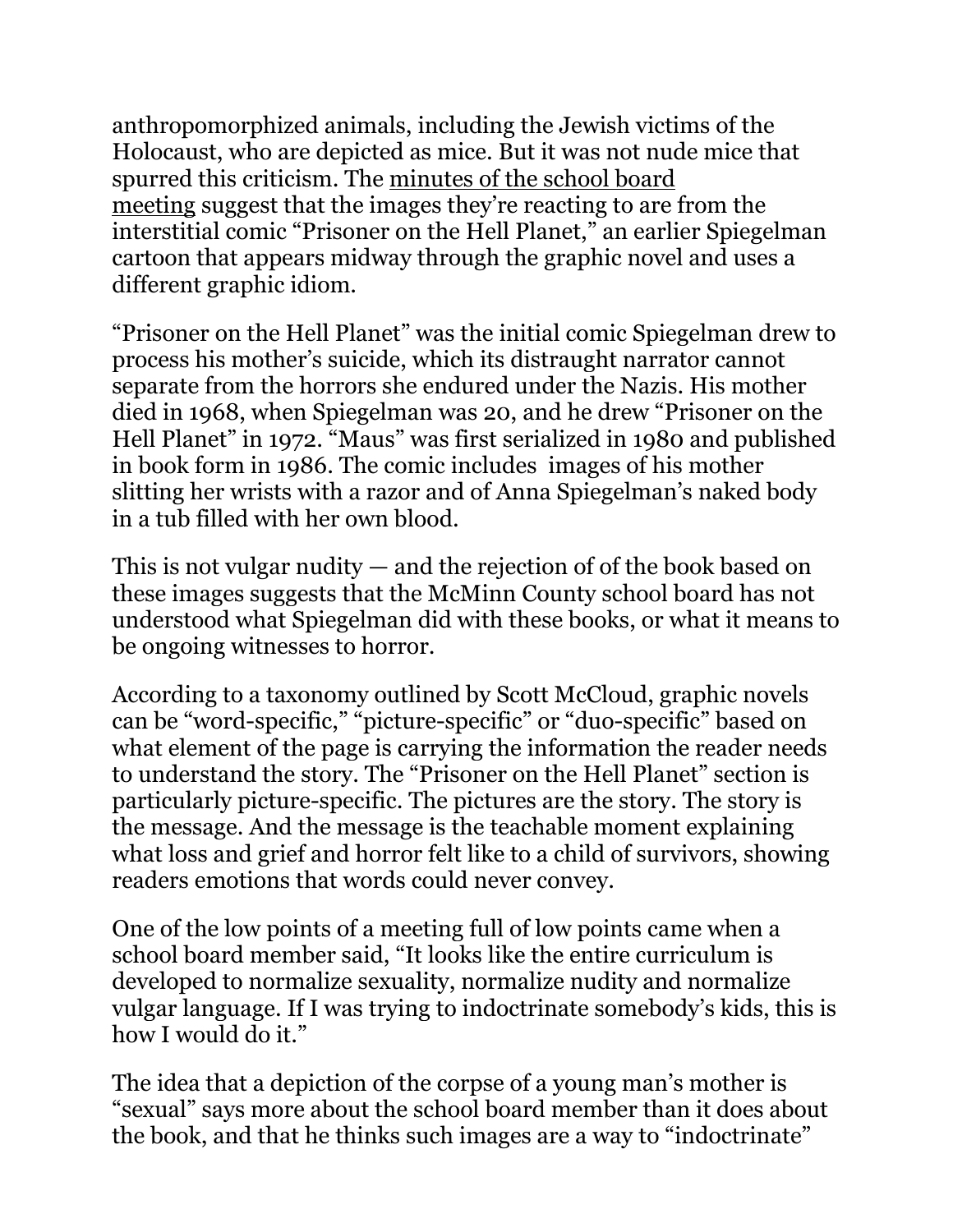anthropomorphized animals, including the Jewish victims of the Holocaust, who are depicted as mice. But it was not nude mice that spurred this criticism. The minutes of the school board meeting suggest that the images they're reacting to are from the interstitial comic "Prisoner on the Hell Planet," an earlier Spiegelman cartoon that appears midway through the graphic novel and uses a different graphic idiom.

"Prisoner on the Hell Planet" was the initial comic Spiegelman drew to process his mother's suicide, which its distraught narrator cannot separate from the horrors she endured under the Nazis. His mother died in 1968, when Spiegelman was 20, and he drew "Prisoner on the Hell Planet" in 1972. "Maus" was first serialized in 1980 and published in book form in 1986. The comic includes images of his mother slitting her wrists with a razor and of Anna Spiegelman's naked body in a tub filled with her own blood.

This is not vulgar nudity — and the rejection of of the book based on these images suggests that the McMinn County school board has not understood what Spiegelman did with these books, or what it means to be ongoing witnesses to horror.

According to a taxonomy outlined by Scott McCloud, graphic novels can be "word-specific," "picture-specific" or "duo-specific" based on what element of the page is carrying the information the reader needs to understand the story. The "Prisoner on the Hell Planet" section is particularly picture-specific. The pictures are the story. The story is the message. And the message is the teachable moment explaining what loss and grief and horror felt like to a child of survivors, showing readers emotions that words could never convey.

One of the low points of a meeting full of low points came when a school board member said, "It looks like the entire curriculum is developed to normalize sexuality, normalize nudity and normalize vulgar language. If I was trying to indoctrinate somebody's kids, this is how I would do it."

The idea that a depiction of the corpse of a young man's mother is "sexual" says more about the school board member than it does about the book, and that he thinks such images are a way to "indoctrinate"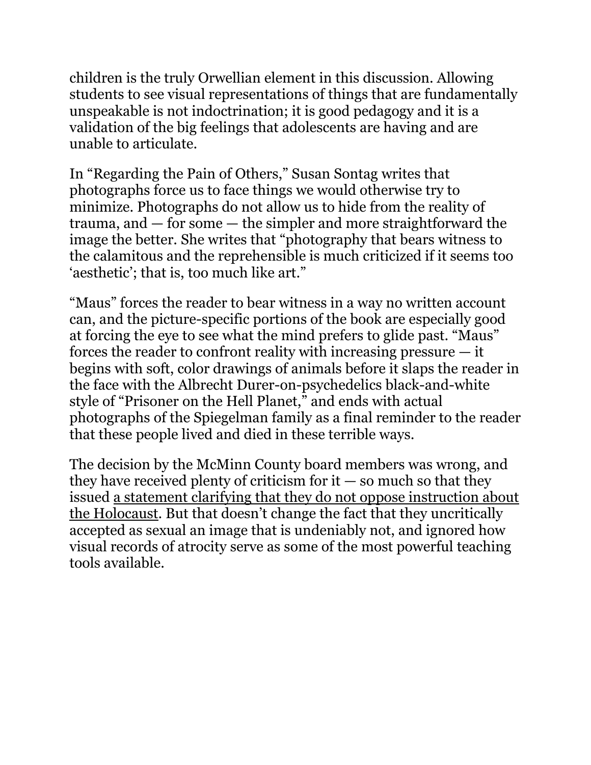children is the truly Orwellian element in this discussion. Allowing students to see visual representations of things that are fundamentally unspeakable is not indoctrination; it is good pedagogy and it is a validation of the big feelings that adolescents are having and are unable to articulate.

In "Regarding the Pain of Others," Susan Sontag writes that photographs force us to face things we would otherwise try to minimize. Photographs do not allow us to hide from the reality of trauma, and — for some — the simpler and more straightforward the image the better. She writes that "photography that bears witness to the calamitous and the reprehensible is much criticized if it seems too 'aesthetic'; that is, too much like art."

"Maus" forces the reader to bear witness in a way no written account can, and the picture-specific portions of the book are especially good at forcing the eye to see what the mind prefers to glide past. "Maus" forces the reader to confront reality with increasing pressure — it begins with soft, color drawings of animals before it slaps the reader in the face with the Albrecht Durer-on-psychedelics black-and-white style of "Prisoner on the Hell Planet," and ends with actual photographs of the Spiegelman family as a final reminder to the reader that these people lived and died in these terrible ways.

The decision by the McMinn County board members was wrong, and they have received plenty of criticism for it — so much so that they issued a statement clarifying that they do not oppose instruction about the Holocaust. But that doesn't change the fact that they uncritically accepted as sexual an image that is undeniably not, and ignored how visual records of atrocity serve as some of the most powerful teaching tools available.